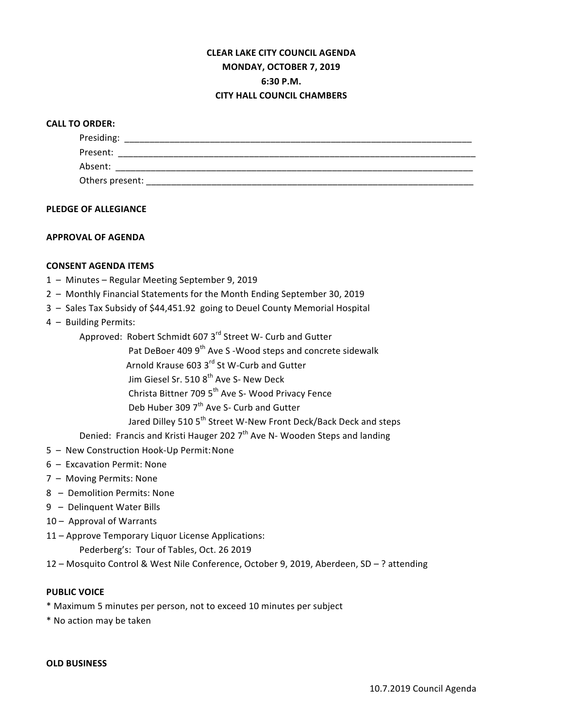**CLEAR LAKE CITY COUNCIL AGENDA**
**MONDAY, OCTOBER 7, 2019**
**6:30 P.M.**
**CITY HALL COUNCIL CHAMBERS**

**CALL TO ORDER:**

Presiding: ___________________________________________________________________________

Present: ____________________________________________________________________________

Absent: _____________________________________________________________________________

Others present: ______________________________________________________________________

**PLEDGE OF ALLEGIANCE**

**APPROVAL OF AGENDA**

**CONSENT AGENDA ITEMS**

1 – Minutes – Regular Meeting September 9, 2019

2 – Monthly Financial Statements for the Month Ending September 30, 2019

3 – Sales Tax Subsidy of $44,451.92 going to Deuel County Memorial Hospital

4 – Building Permits:

Approved: Robert Schmidt 607 3rd Street W- Curb and Gutter
Pat DeBoer 409 9th Ave S -Wood steps and concrete sidewalk
Arnold Krause 603 3rd St W-Curb and Gutter
Jim Giesel Sr. 510 8th Ave S- New Deck
Christa Bittner 709 5th Ave S- Wood Privacy Fence
Deb Huber 309 7th Ave S- Curb and Gutter
Jared Dilley 510 5th Street W-New Front Deck/Back Deck and steps

Denied: Francis and Kristi Hauger 202 7th Ave N- Wooden Steps and landing

5 – New Construction Hook-Up Permit: None

6 – Excavation Permit: None

7 – Moving Permits: None

8 – Demolition Permits: None

9 – Delinquent Water Bills

10 – Approval of Warrants

11 – Approve Temporary Liquor License Applications:
Pederberg's: Tour of Tables, Oct. 26 2019

12 – Mosquito Control & West Nile Conference, October 9, 2019, Aberdeen, SD – ? attending

**PUBLIC VOICE**

* Maximum 5 minutes per person, not to exceed 10 minutes per subject
* No action may be taken

**OLD BUSINESS**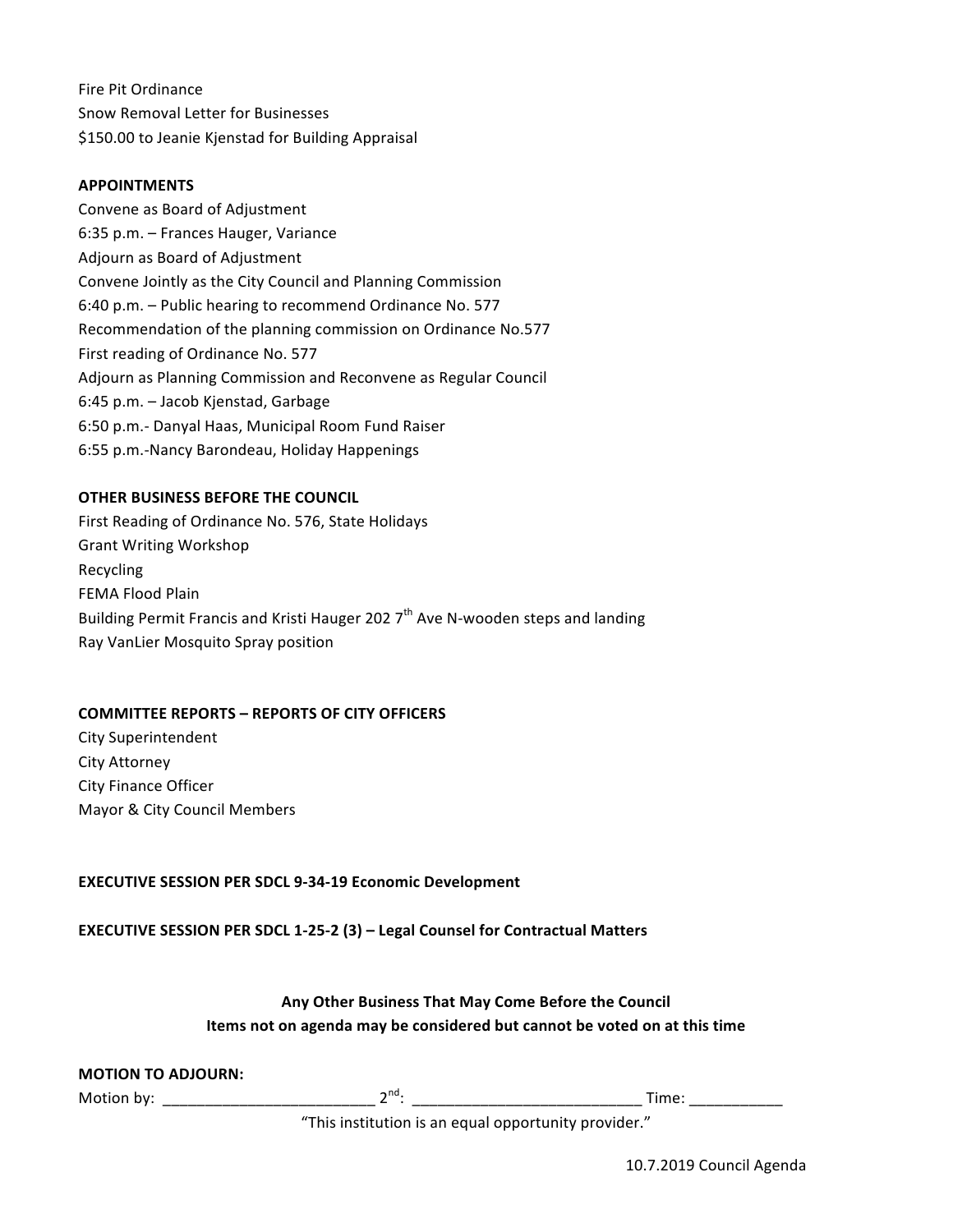Fire Pit Ordinance
Snow Removal Letter for Businesses
$150.00 to Jeanie Kjenstad for Building Appraisal

**APPOINTMENTS**

Convene as Board of Adjustment
6:35 p.m. – Frances Hauger, Variance
Adjourn as Board of Adjustment
Convene Jointly as the City Council and Planning Commission
6:40 p.m. – Public hearing to recommend Ordinance No. 577
Recommendation of the planning commission on Ordinance No.577
First reading of Ordinance No. 577
Adjourn as Planning Commission and Reconvene as Regular Council
6:45 p.m. – Jacob Kjenstad, Garbage
6:50 p.m.- Danyal Haas, Municipal Room Fund Raiser
6:55 p.m.-Nancy Barondeau, Holiday Happenings

**OTHER BUSINESS BEFORE THE COUNCIL**

First Reading of Ordinance No. 576, State Holidays
Grant Writing Workshop
Recycling
FEMA Flood Plain
Building Permit Francis and Kristi Hauger 202 7th Ave N-wooden steps and landing
Ray VanLier Mosquito Spray position

**COMMITTEE REPORTS – REPORTS OF CITY OFFICERS**

City Superintendent
City Attorney
City Finance Officer
Mayor & City Council Members

**EXECUTIVE SESSION PER SDCL 9-34-19 Economic Development**

**EXECUTIVE SESSION PER SDCL 1-25-2 (3) – Legal Counsel for Contractual Matters**

**Any Other Business That May Come Before the Council**
**Items not on agenda may be considered but cannot be voted on at this time**

**MOTION TO ADJOURN:**

Motion by: _________________________ 2nd: ___________________________ Time: ___________

"This institution is an equal opportunity provider."

10.7.2019 Council Agenda